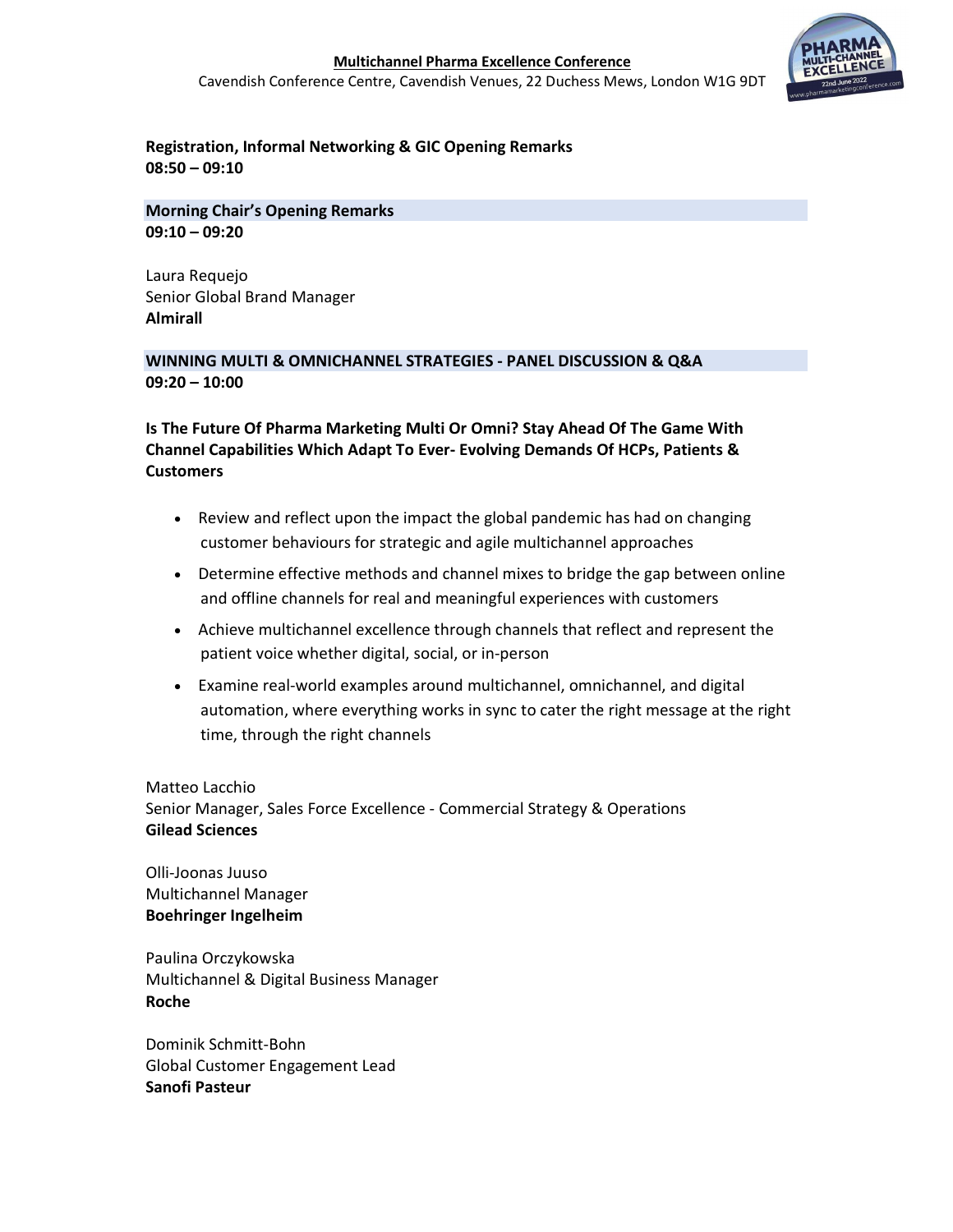# Multichannel Pharma Excellence Conference

Cavendish Conference Centre, Cavendish Venues, 22 Duchess Mews, London W1G 9DT

**Registration, Informal Networking & GIC Opening Remarks**
**08:50 – 09:10**

## Morning Chair's Opening Remarks

**09:10 – 09:20**

Laura Requejo
Senior Global Brand Manager
**Almirall**

## WINNING MULTI & OMNICHANNEL STRATEGIES - PANEL DISCUSSION & Q&A

**09:20 – 10:00**

### Is The Future Of Pharma Marketing Multi Or Omni? Stay Ahead Of The Game With Channel Capabilities Which Adapt To Ever- Evolving Demands Of HCPs, Patients & Customers

- Review and reflect upon the impact the global pandemic has had on changing customer behaviours for strategic and agile multichannel approaches
- Determine effective methods and channel mixes to bridge the gap between online and offline channels for real and meaningful experiences with customers
- Achieve multichannel excellence through channels that reflect and represent the patient voice whether digital, social, or in-person
- Examine real-world examples around multichannel, omnichannel, and digital automation, where everything works in sync to cater the right message at the right time, through the right channels

Matteo Lacchio
Senior Manager, Sales Force Excellence - Commercial Strategy & Operations
**Gilead Sciences**

Olli-Joonas Juuso
Multichannel Manager
**Boehringer Ingelheim**

Paulina Orczykowska
Multichannel & Digital Business Manager
**Roche**

Dominik Schmitt-Bohn
Global Customer Engagement Lead
**Sanofi Pasteur**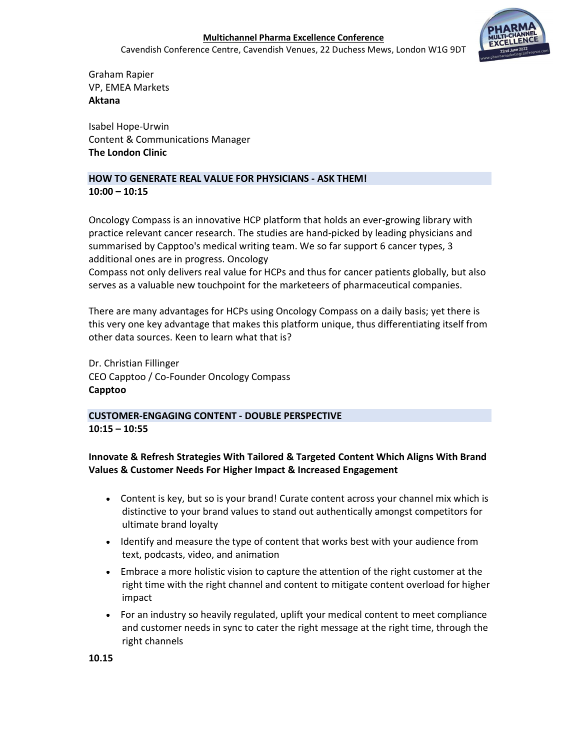Graham Rapier
VP, EMEA Markets
**Aktana**

Isabel Hope-Urwin
Content & Communications Manager
**The London Clinic**

## HOW TO GENERATE REAL VALUE FOR PHYSICIANS - ASK THEM!

**10:00 – 10:15**

Oncology Compass is an innovative HCP platform that holds an ever-growing library with practice relevant cancer research. The studies are hand-picked by leading physicians and summarised by Capptoo's medical writing team. We so far support 6 cancer types, 3 additional ones are in progress. Oncology
Compass not only delivers real value for HCPs and thus for cancer patients globally, but also serves as a valuable new touchpoint for the marketeers of pharmaceutical companies.

There are many advantages for HCPs using Oncology Compass on a daily basis; yet there is this very one key advantage that makes this platform unique, thus differentiating itself from other data sources. Keen to learn what that is?

Dr. Christian Fillinger
CEO Capptoo / Co-Founder Oncology Compass
**Capptoo**

## CUSTOMER-ENGAGING CONTENT - DOUBLE PERSPECTIVE

**10:15 – 10:55**

**Innovate & Refresh Strategies With Tailored & Targeted Content Which Aligns With Brand Values & Customer Needs For Higher Impact & Increased Engagement**

- Content is key, but so is your brand! Curate content across your channel mix which is distinctive to your brand values to stand out authentically amongst competitors for ultimate brand loyalty
- Identify and measure the type of content that works best with your audience from text, podcasts, video, and animation
- Embrace a more holistic vision to capture the attention of the right customer at the right time with the right channel and content to mitigate content overload for higher impact
- For an industry so heavily regulated, uplift your medical content to meet compliance and customer needs in sync to cater the right message at the right time, through the right channels

**10.15**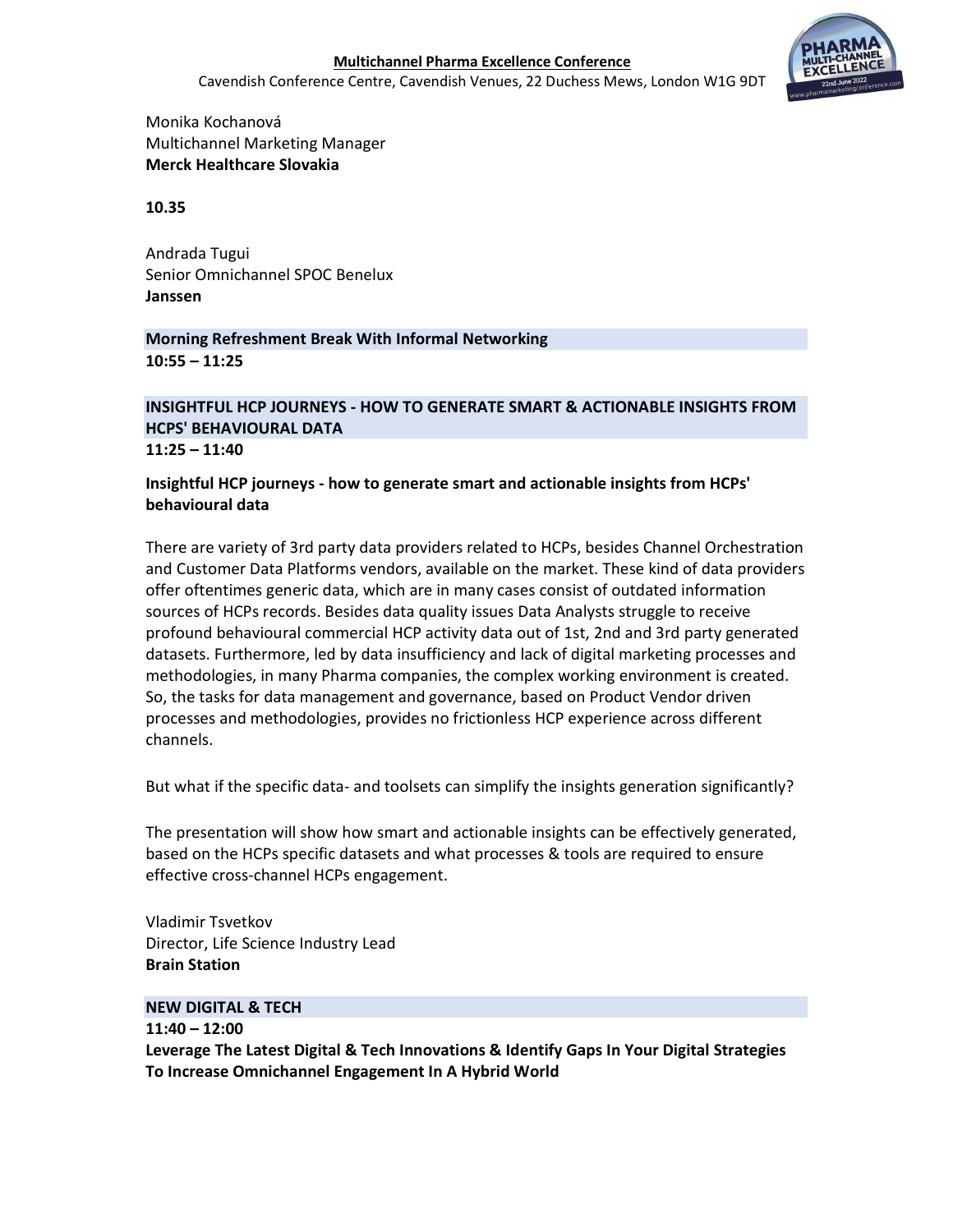Monika Kochanová
Multichannel Marketing Manager
**Merck Healthcare Slovakia**

**10.35**

Andrada Tugui
Senior Omnichannel SPOC Benelux
**Janssen**

**Morning Refreshment Break With Informal Networking**
**10:55 – 11:25**

**INSIGHTFUL HCP JOURNEYS - HOW TO GENERATE SMART & ACTIONABLE INSIGHTS FROM HCPS' BEHAVIOURAL DATA**
**11:25 – 11:40**

**Insightful HCP journeys - how to generate smart and actionable insights from HCPs' behavioural data**

There are variety of 3rd party data providers related to HCPs, besides Channel Orchestration and Customer Data Platforms vendors, available on the market. These kind of data providers offer oftentimes generic data, which are in many cases consist of outdated information sources of HCPs records. Besides data quality issues Data Analysts struggle to receive profound behavioural commercial HCP activity data out of 1st, 2nd and 3rd party generated datasets. Furthermore, led by data insufficiency and lack of digital marketing processes and methodologies, in many Pharma companies, the complex working environment is created. So, the tasks for data management and governance, based on Product Vendor driven processes and methodologies, provides no frictionless HCP experience across different channels.

But what if the specific data- and toolsets can simplify the insights generation significantly?

The presentation will show how smart and actionable insights can be effectively generated, based on the HCPs specific datasets and what processes & tools are required to ensure effective cross-channel HCPs engagement.

Vladimir Tsvetkov
Director, Life Science Industry Lead
**Brain Station**

**NEW DIGITAL & TECH**
**11:40 – 12:00**
**Leverage The Latest Digital & Tech Innovations & Identify Gaps In Your Digital Strategies To Increase Omnichannel Engagement In A Hybrid World**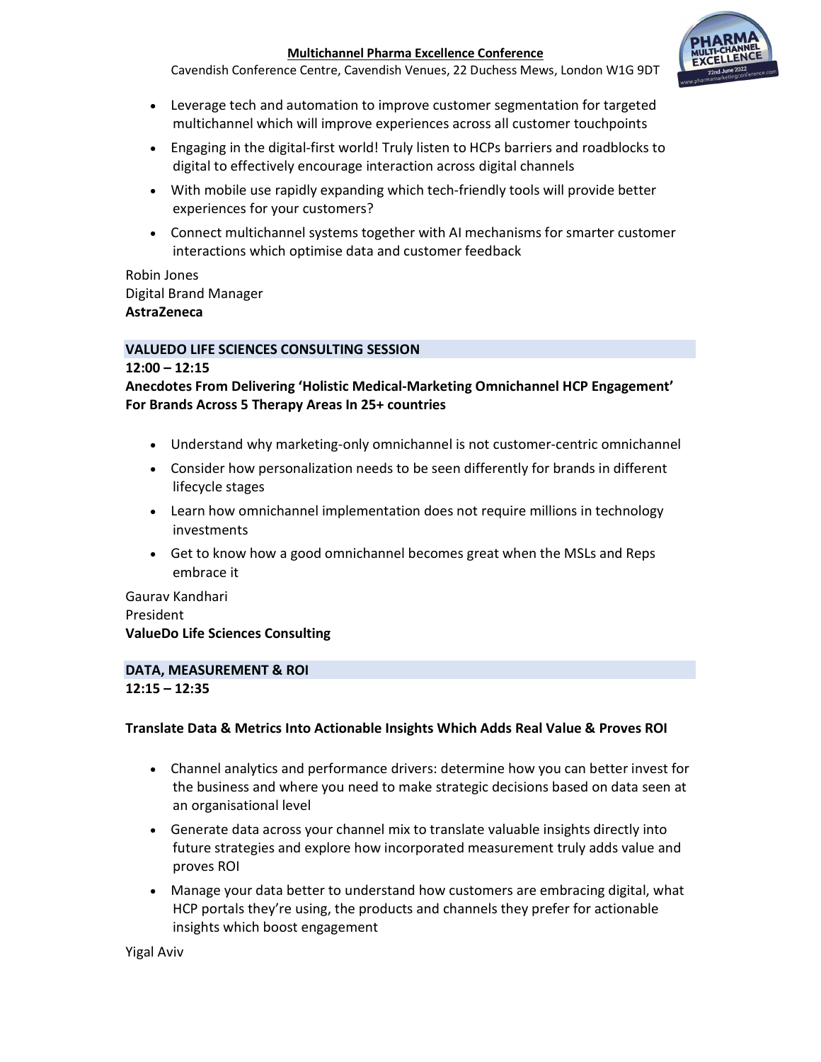- Leverage tech and automation to improve customer segmentation for targeted multichannel which will improve experiences across all customer touchpoints
- Engaging in the digital-first world! Truly listen to HCPs barriers and roadblocks to digital to effectively encourage interaction across digital channels
- With mobile use rapidly expanding which tech-friendly tools will provide better experiences for your customers?
- Connect multichannel systems together with AI mechanisms for smarter customer interactions which optimise data and customer feedback

Robin Jones
Digital Brand Manager
**AstraZeneca**

## VALUEDO LIFE SCIENCES CONSULTING SESSION

**12:00 – 12:15**

**Anecdotes From Delivering 'Holistic Medical-Marketing Omnichannel HCP Engagement' For Brands Across 5 Therapy Areas In 25+ countries**

- Understand why marketing-only omnichannel is not customer-centric omnichannel
- Consider how personalization needs to be seen differently for brands in different lifecycle stages
- Learn how omnichannel implementation does not require millions in technology investments
- Get to know how a good omnichannel becomes great when the MSLs and Reps embrace it

Gaurav Kandhari
President
**ValueDo Life Sciences Consulting**

## DATA, MEASUREMENT & ROI

**12:15 – 12:35**

**Translate Data & Metrics Into Actionable Insights Which Adds Real Value & Proves ROI**

- Channel analytics and performance drivers: determine how you can better invest for the business and where you need to make strategic decisions based on data seen at an organisational level
- Generate data across your channel mix to translate valuable insights directly into future strategies and explore how incorporated measurement truly adds value and proves ROI
- Manage your data better to understand how customers are embracing digital, what HCP portals they're using, the products and channels they prefer for actionable insights which boost engagement

Yigal Aviv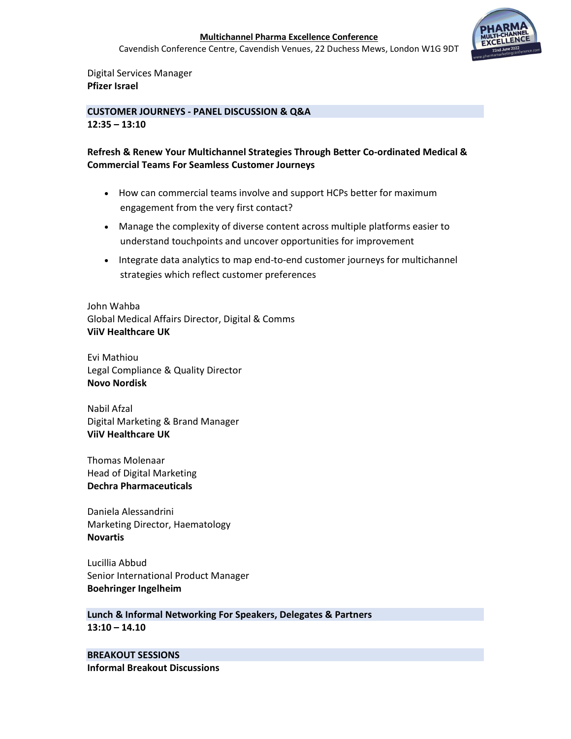Digital Services Manager
**Pfizer Israel**

## CUSTOMER JOURNEYS - PANEL DISCUSSION & Q&A

**12:35 – 13:10**

**Refresh & Renew Your Multichannel Strategies Through Better Co-ordinated Medical & Commercial Teams For Seamless Customer Journeys**

- How can commercial teams involve and support HCPs better for maximum engagement from the very first contact?
- Manage the complexity of diverse content across multiple platforms easier to understand touchpoints and uncover opportunities for improvement
- Integrate data analytics to map end-to-end customer journeys for multichannel strategies which reflect customer preferences

John Wahba
Global Medical Affairs Director, Digital & Comms
**ViiV Healthcare UK**

Evi Mathiou
Legal Compliance & Quality Director
**Novo Nordisk**

Nabil Afzal
Digital Marketing & Brand Manager
**ViiV Healthcare UK**

Thomas Molenaar
Head of Digital Marketing
**Dechra Pharmaceuticals**

Daniela Alessandrini
Marketing Director, Haematology
**Novartis**

Lucillia Abbud
Senior International Product Manager
**Boehringer Ingelheim**

## Lunch & Informal Networking For Speakers, Delegates & Partners

**13:10 – 14.10**

## BREAKOUT SESSIONS

**Informal Breakout Discussions**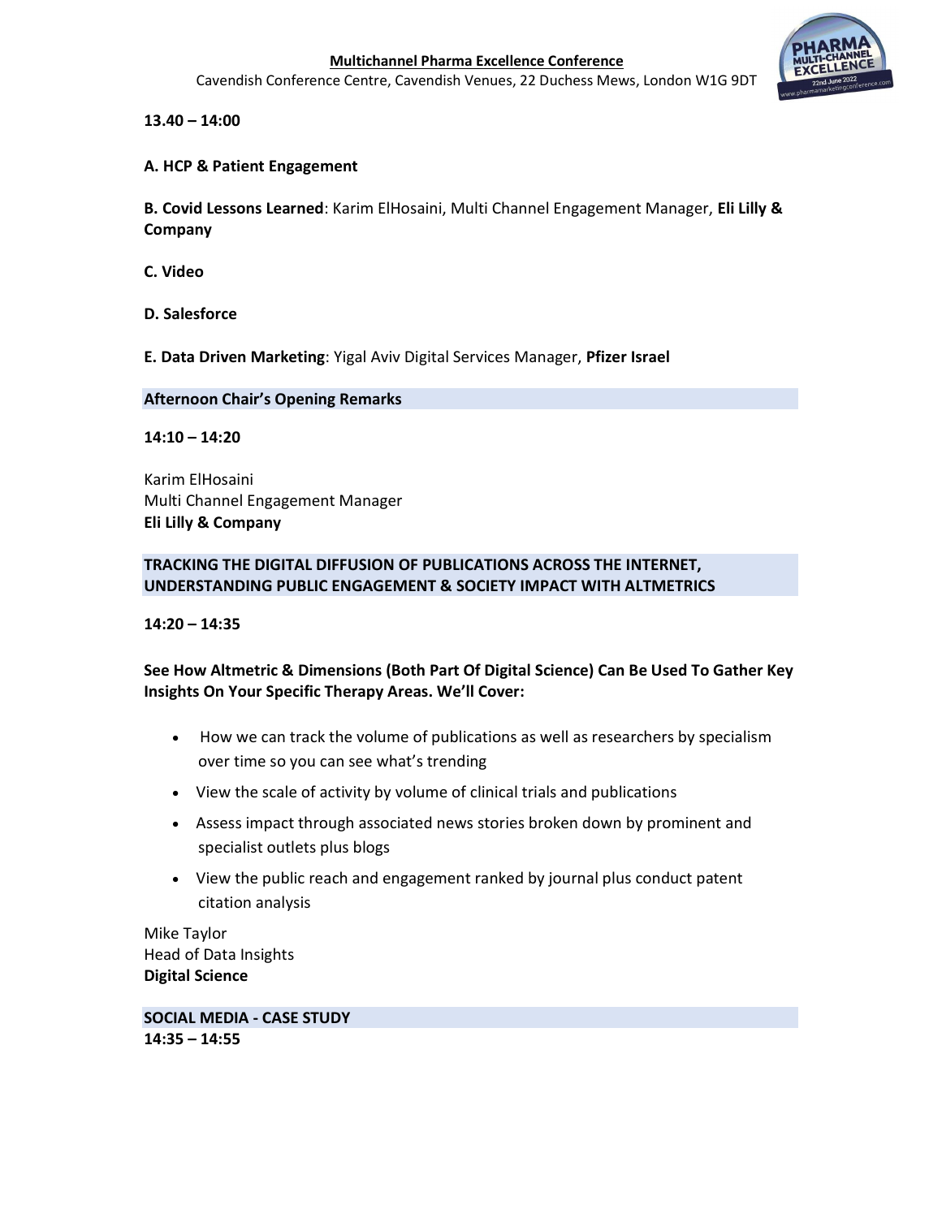**13.40 – 14:00**

**A. HCP & Patient Engagement**

**B. Covid Lessons Learned**: Karim ElHosaini, Multi Channel Engagement Manager, **Eli Lilly & Company**

**C. Video**

**D. Salesforce**

**E. Data Driven Marketing**: Yigal Aviv Digital Services Manager, **Pfizer Israel**

## Afternoon Chair's Opening Remarks

**14:10 – 14:20**

Karim ElHosaini
Multi Channel Engagement Manager
**Eli Lilly & Company**

## TRACKING THE DIGITAL DIFFUSION OF PUBLICATIONS ACROSS THE INTERNET, UNDERSTANDING PUBLIC ENGAGEMENT & SOCIETY IMPACT WITH ALTMETRICS

**14:20 – 14:35**

**See How Altmetric & Dimensions (Both Part Of Digital Science) Can Be Used To Gather Key Insights On Your Specific Therapy Areas. We'll Cover:**

- How we can track the volume of publications as well as researchers by specialism over time so you can see what's trending
- View the scale of activity by volume of clinical trials and publications
- Assess impact through associated news stories broken down by prominent and specialist outlets plus blogs
- View the public reach and engagement ranked by journal plus conduct patent citation analysis

Mike Taylor
Head of Data Insights
**Digital Science**

## SOCIAL MEDIA - CASE STUDY

**14:35 – 14:55**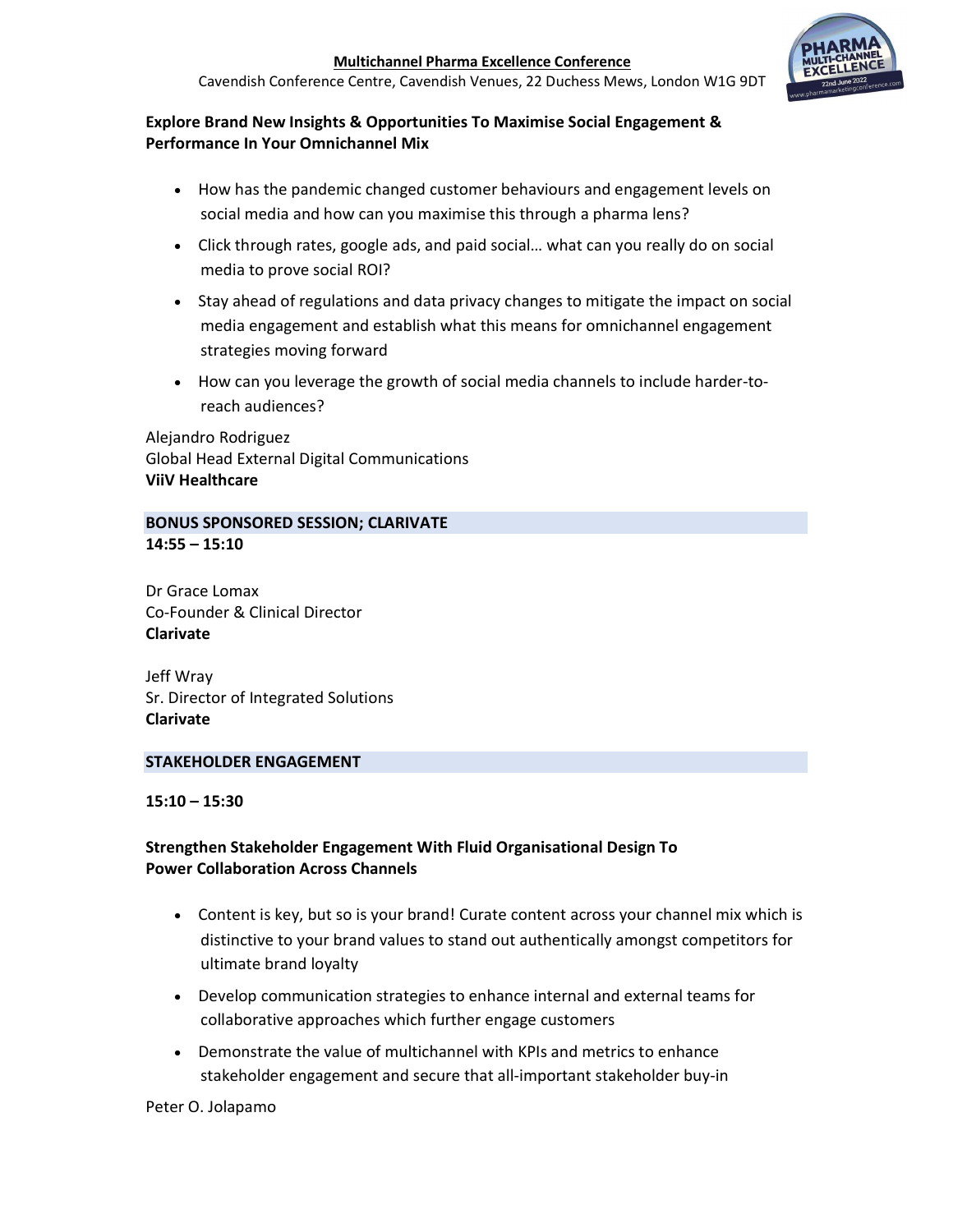**Explore Brand New Insights & Opportunities To Maximise Social Engagement & Performance In Your Omnichannel Mix**

- How has the pandemic changed customer behaviours and engagement levels on social media and how can you maximise this through a pharma lens?
- Click through rates, google ads, and paid social… what can you really do on social media to prove social ROI?
- Stay ahead of regulations and data privacy changes to mitigate the impact on social media engagement and establish what this means for omnichannel engagement strategies moving forward
- How can you leverage the growth of social media channels to include harder-to-reach audiences?

Alejandro Rodriguez
Global Head External Digital Communications
**ViiV Healthcare**

## BONUS SPONSORED SESSION; CLARIVATE

**14:55 – 15:10**

Dr Grace Lomax
Co-Founder & Clinical Director
**Clarivate**

Jeff Wray
Sr. Director of Integrated Solutions
**Clarivate**

## STAKEHOLDER ENGAGEMENT

**15:10 – 15:30**

**Strengthen Stakeholder Engagement With Fluid Organisational Design To Power Collaboration Across Channels**

- Content is key, but so is your brand! Curate content across your channel mix which is distinctive to your brand values to stand out authentically amongst competitors for ultimate brand loyalty
- Develop communication strategies to enhance internal and external teams for collaborative approaches which further engage customers
- Demonstrate the value of multichannel with KPIs and metrics to enhance stakeholder engagement and secure that all-important stakeholder buy-in

Peter O. Jolapamo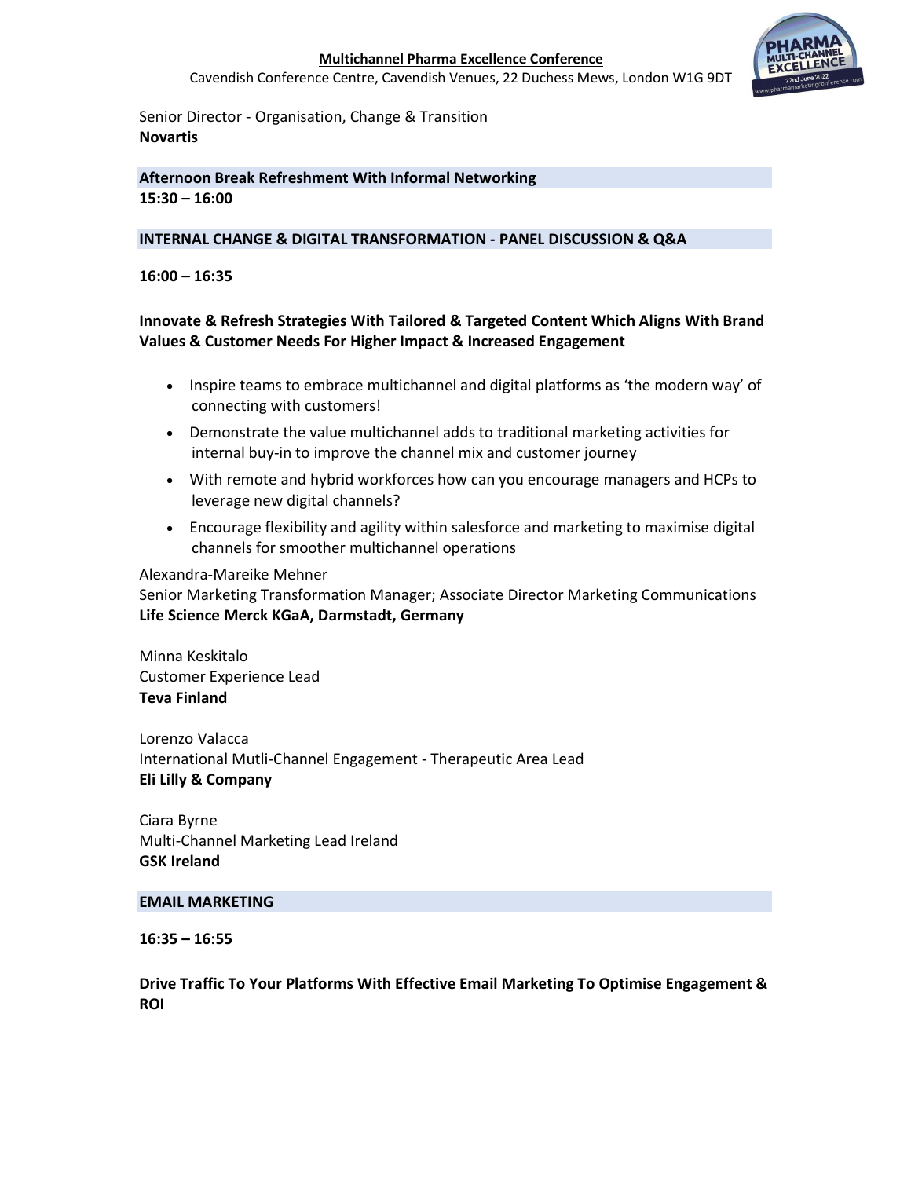Senior Director - Organisation, Change & Transition
**Novartis**

**Afternoon Break Refreshment With Informal Networking**
**15:30 – 16:00**

**INTERNAL CHANGE & DIGITAL TRANSFORMATION - PANEL DISCUSSION & Q&A**

**16:00 – 16:35**

**Innovate & Refresh Strategies With Tailored & Targeted Content Which Aligns With Brand Values & Customer Needs For Higher Impact & Increased Engagement**

- Inspire teams to embrace multichannel and digital platforms as 'the modern way' of connecting with customers!
- Demonstrate the value multichannel adds to traditional marketing activities for internal buy-in to improve the channel mix and customer journey
- With remote and hybrid workforces how can you encourage managers and HCPs to leverage new digital channels?
- Encourage flexibility and agility within salesforce and marketing to maximise digital channels for smoother multichannel operations

Alexandra-Mareike Mehner
Senior Marketing Transformation Manager; Associate Director Marketing Communications
**Life Science Merck KGaA, Darmstadt, Germany**

Minna Keskitalo
Customer Experience Lead
**Teva Finland**

Lorenzo Valacca
International Mutli-Channel Engagement - Therapeutic Area Lead
**Eli Lilly & Company**

Ciara Byrne
Multi-Channel Marketing Lead Ireland
**GSK Ireland**

**EMAIL MARKETING**

**16:35 – 16:55**

**Drive Traffic To Your Platforms With Effective Email Marketing To Optimise Engagement & ROI**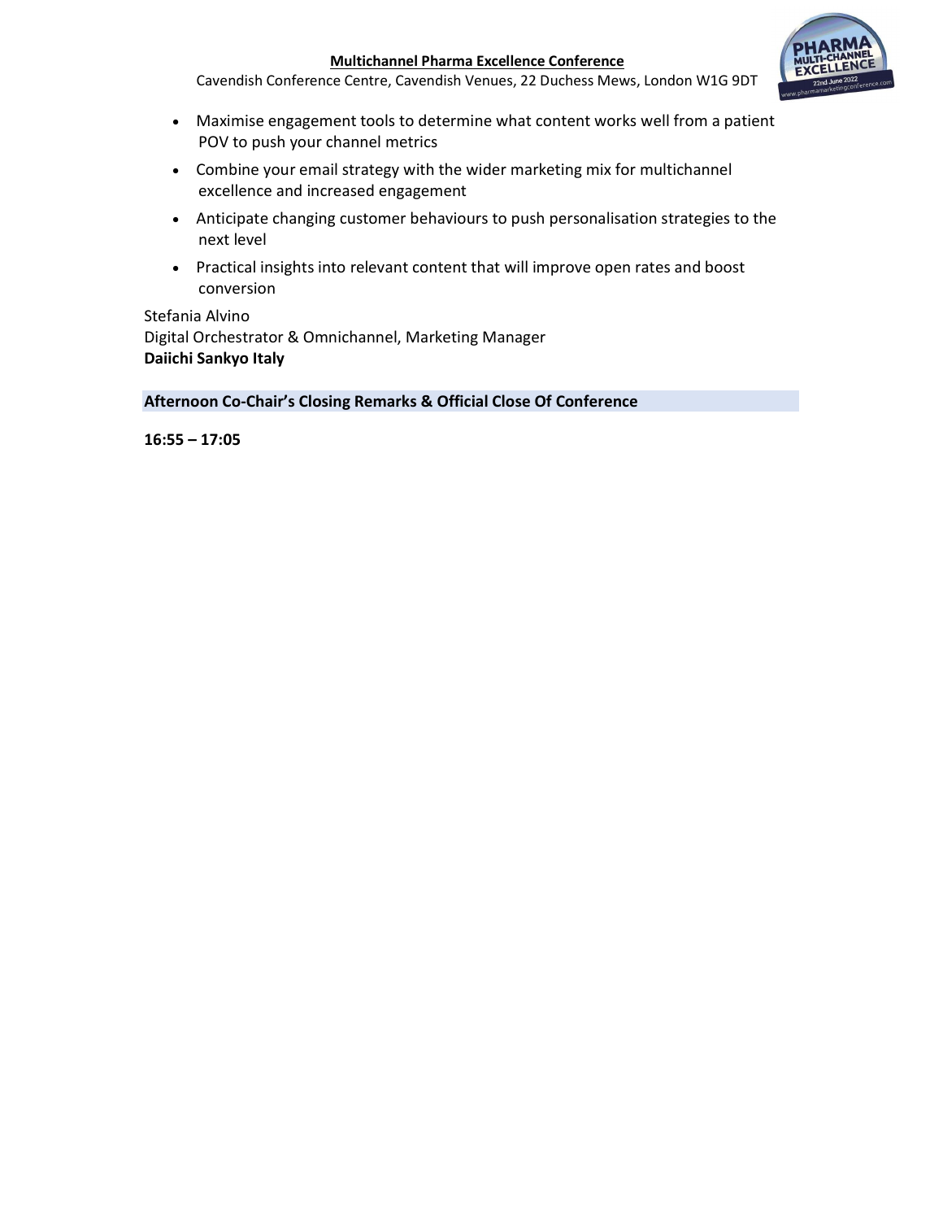- Maximise engagement tools to determine what content works well from a patient POV to push your channel metrics
- Combine your email strategy with the wider marketing mix for multichannel excellence and increased engagement
- Anticipate changing customer behaviours to push personalisation strategies to the next level
- Practical insights into relevant content that will improve open rates and boost conversion

Stefania Alvino
Digital Orchestrator & Omnichannel, Marketing Manager
**Daiichi Sankyo Italy**

**Afternoon Co-Chair's Closing Remarks & Official Close Of Conference**

**16:55 – 17:05**